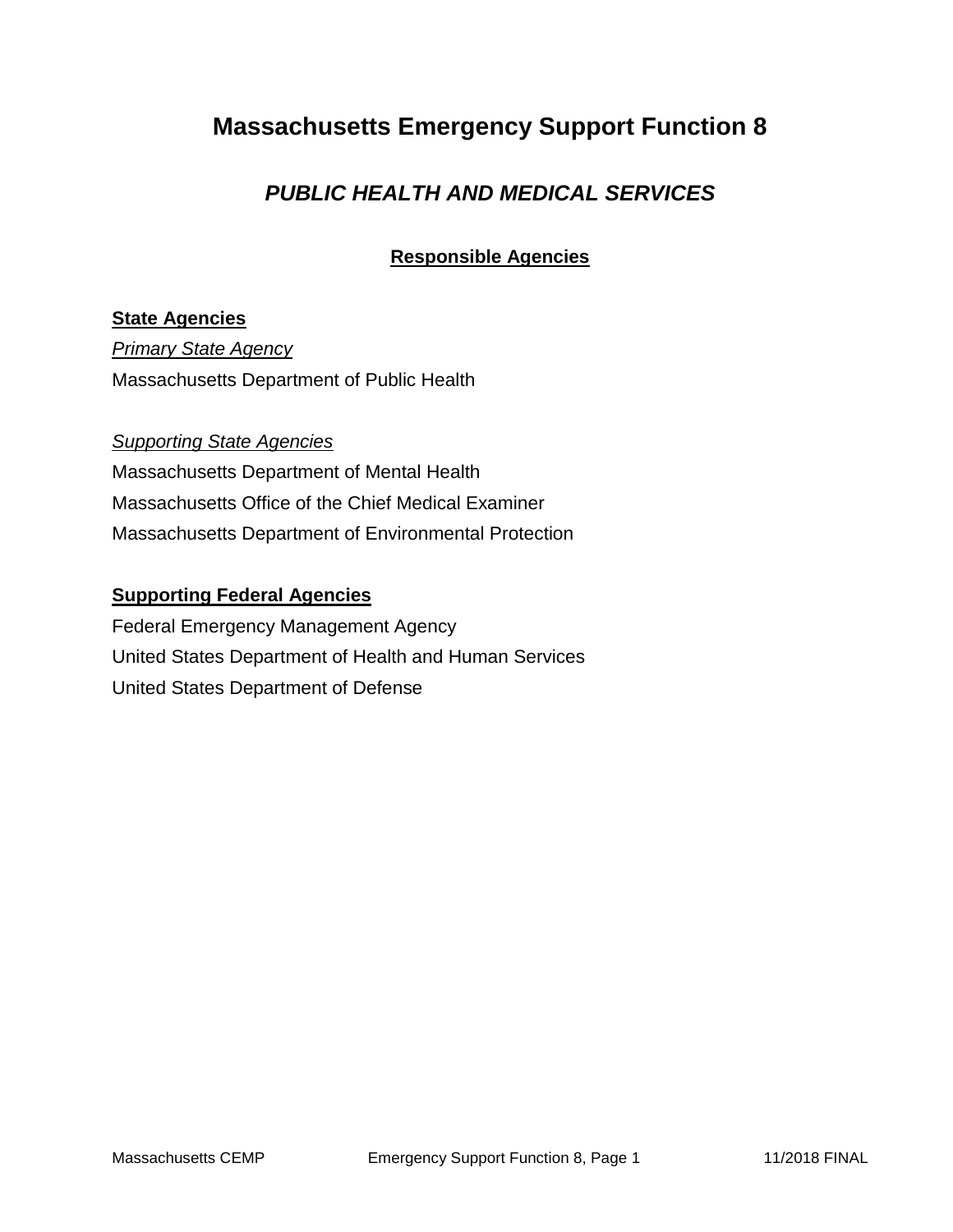# Massachusetts Emergency Support Function 8

## *PUBLIC HEALTH AND MEDICAL SERVICES*

**Responsible Agencies**

**State Agencies**

*Primary State Agency*

Massachusetts Department of Public Health

*Supporting State Agencies*

Massachusetts Department of Mental Health

Massachusetts Office of the Chief Medical Examiner

Massachusetts Department of Environmental Protection

**Supporting Federal Agencies**

Federal Emergency Management Agency

United States Department of Health and Human Services

United States Department of Defense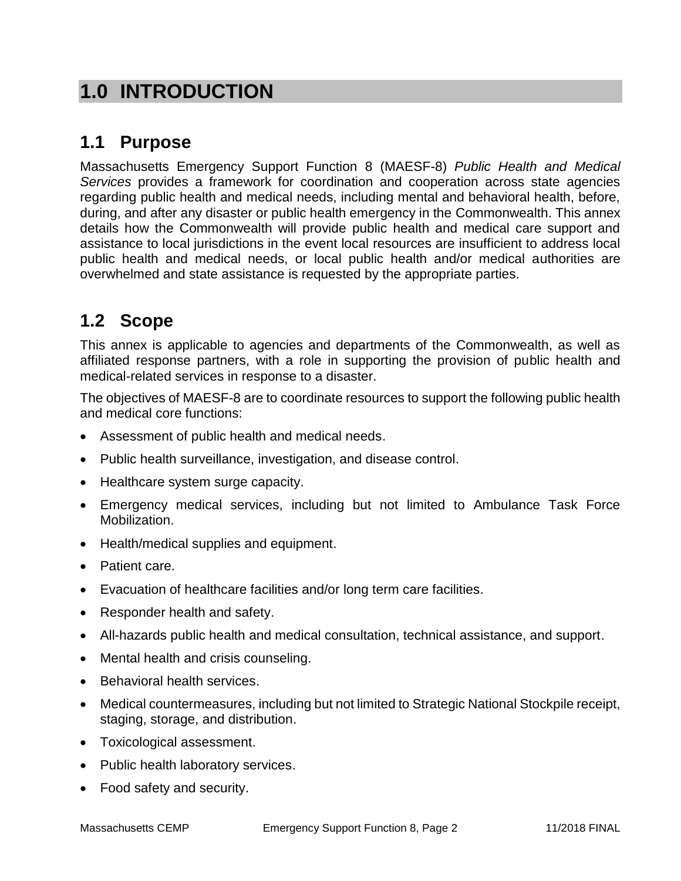# 1.0 INTRODUCTION

## 1.1 Purpose

Massachusetts Emergency Support Function 8 (MAESF-8) *Public Health and Medical Services* provides a framework for coordination and cooperation across state agencies regarding public health and medical needs, including mental and behavioral health, before, during, and after any disaster or public health emergency in the Commonwealth. This annex details how the Commonwealth will provide public health and medical care support and assistance to local jurisdictions in the event local resources are insufficient to address local public health and medical needs, or local public health and/or medical authorities are overwhelmed and state assistance is requested by the appropriate parties.

## 1.2 Scope

This annex is applicable to agencies and departments of the Commonwealth, as well as affiliated response partners, with a role in supporting the provision of public health and medical-related services in response to a disaster.

The objectives of MAESF-8 are to coordinate resources to support the following public health and medical core functions:

- Assessment of public health and medical needs.
- Public health surveillance, investigation, and disease control.
- Healthcare system surge capacity.
- Emergency medical services, including but not limited to Ambulance Task Force Mobilization.
- Health/medical supplies and equipment.
- Patient care.
- Evacuation of healthcare facilities and/or long term care facilities.
- Responder health and safety.
- All-hazards public health and medical consultation, technical assistance, and support.
- Mental health and crisis counseling.
- Behavioral health services.
- Medical countermeasures, including but not limited to Strategic National Stockpile receipt, staging, storage, and distribution.
- Toxicological assessment.
- Public health laboratory services.
- Food safety and security.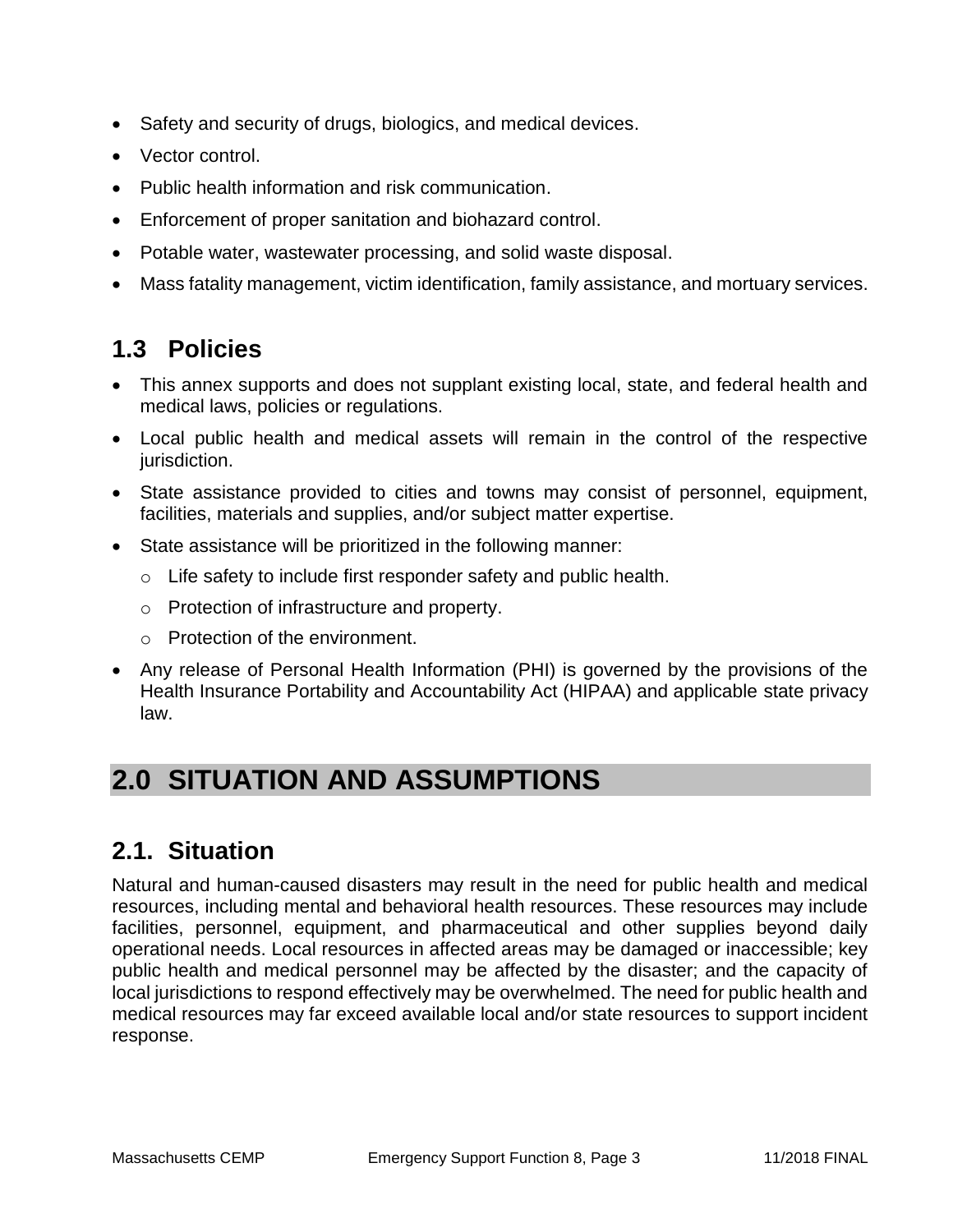- Safety and security of drugs, biologics, and medical devices.
- Vector control.
- Public health information and risk communication.
- Enforcement of proper sanitation and biohazard control.
- Potable water, wastewater processing, and solid waste disposal.
- Mass fatality management, victim identification, family assistance, and mortuary services.

## 1.3 Policies

- This annex supports and does not supplant existing local, state, and federal health and medical laws, policies or regulations.
- Local public health and medical assets will remain in the control of the respective jurisdiction.
- State assistance provided to cities and towns may consist of personnel, equipment, facilities, materials and supplies, and/or subject matter expertise.
- State assistance will be prioritized in the following manner:
  - Life safety to include first responder safety and public health.
  - Protection of infrastructure and property.
  - Protection of the environment.
- Any release of Personal Health Information (PHI) is governed by the provisions of the Health Insurance Portability and Accountability Act (HIPAA) and applicable state privacy law.

# 2.0 SITUATION AND ASSUMPTIONS

## 2.1. Situation

Natural and human-caused disasters may result in the need for public health and medical resources, including mental and behavioral health resources. These resources may include facilities, personnel, equipment, and pharmaceutical and other supplies beyond daily operational needs. Local resources in affected areas may be damaged or inaccessible; key public health and medical personnel may be affected by the disaster; and the capacity of local jurisdictions to respond effectively may be overwhelmed. The need for public health and medical resources may far exceed available local and/or state resources to support incident response.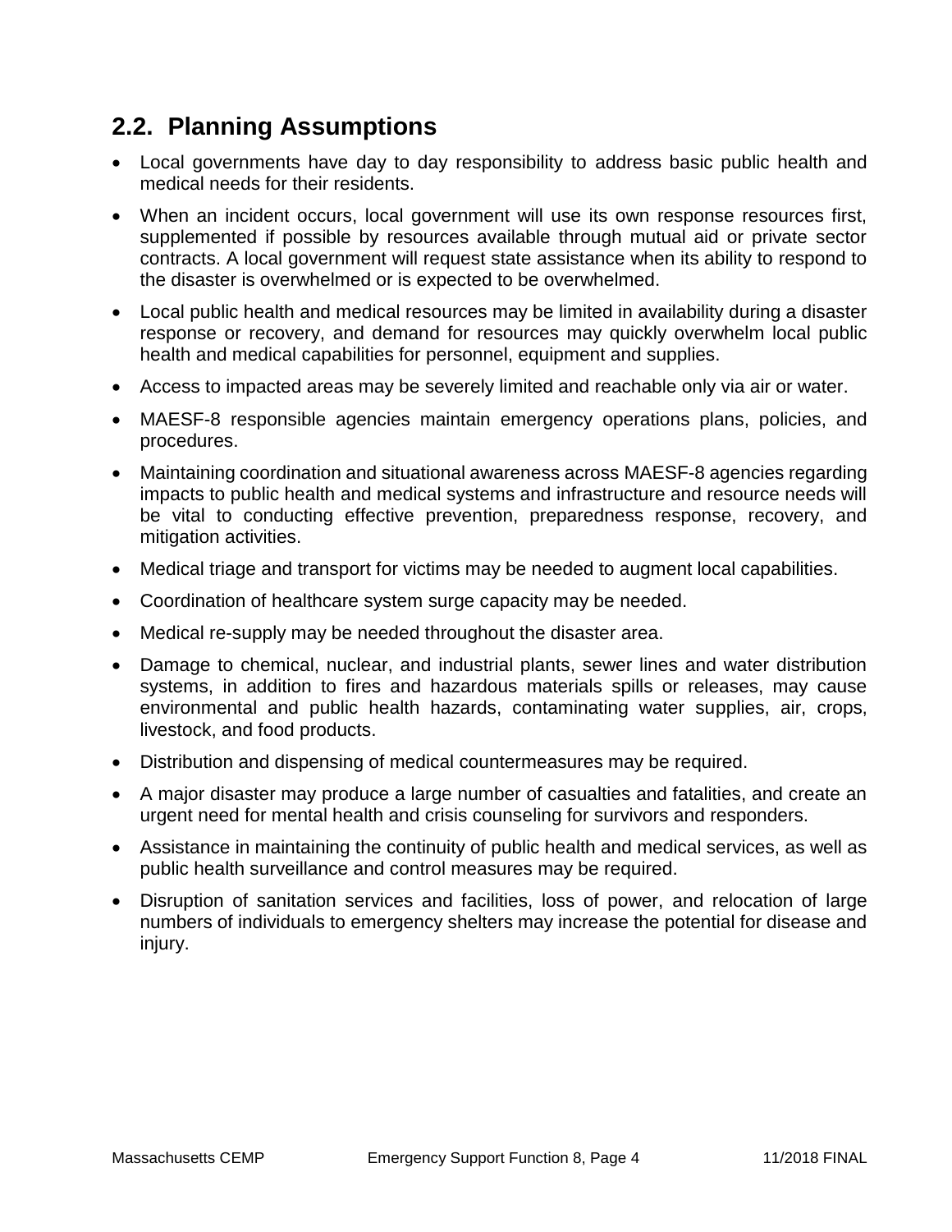## 2.2. Planning Assumptions

- Local governments have day to day responsibility to address basic public health and medical needs for their residents.
- When an incident occurs, local government will use its own response resources first, supplemented if possible by resources available through mutual aid or private sector contracts. A local government will request state assistance when its ability to respond to the disaster is overwhelmed or is expected to be overwhelmed.
- Local public health and medical resources may be limited in availability during a disaster response or recovery, and demand for resources may quickly overwhelm local public health and medical capabilities for personnel, equipment and supplies.
- Access to impacted areas may be severely limited and reachable only via air or water.
- MAESF-8 responsible agencies maintain emergency operations plans, policies, and procedures.
- Maintaining coordination and situational awareness across MAESF-8 agencies regarding impacts to public health and medical systems and infrastructure and resource needs will be vital to conducting effective prevention, preparedness response, recovery, and mitigation activities.
- Medical triage and transport for victims may be needed to augment local capabilities.
- Coordination of healthcare system surge capacity may be needed.
- Medical re-supply may be needed throughout the disaster area.
- Damage to chemical, nuclear, and industrial plants, sewer lines and water distribution systems, in addition to fires and hazardous materials spills or releases, may cause environmental and public health hazards, contaminating water supplies, air, crops, livestock, and food products.
- Distribution and dispensing of medical countermeasures may be required.
- A major disaster may produce a large number of casualties and fatalities, and create an urgent need for mental health and crisis counseling for survivors and responders.
- Assistance in maintaining the continuity of public health and medical services, as well as public health surveillance and control measures may be required.
- Disruption of sanitation services and facilities, loss of power, and relocation of large numbers of individuals to emergency shelters may increase the potential for disease and injury.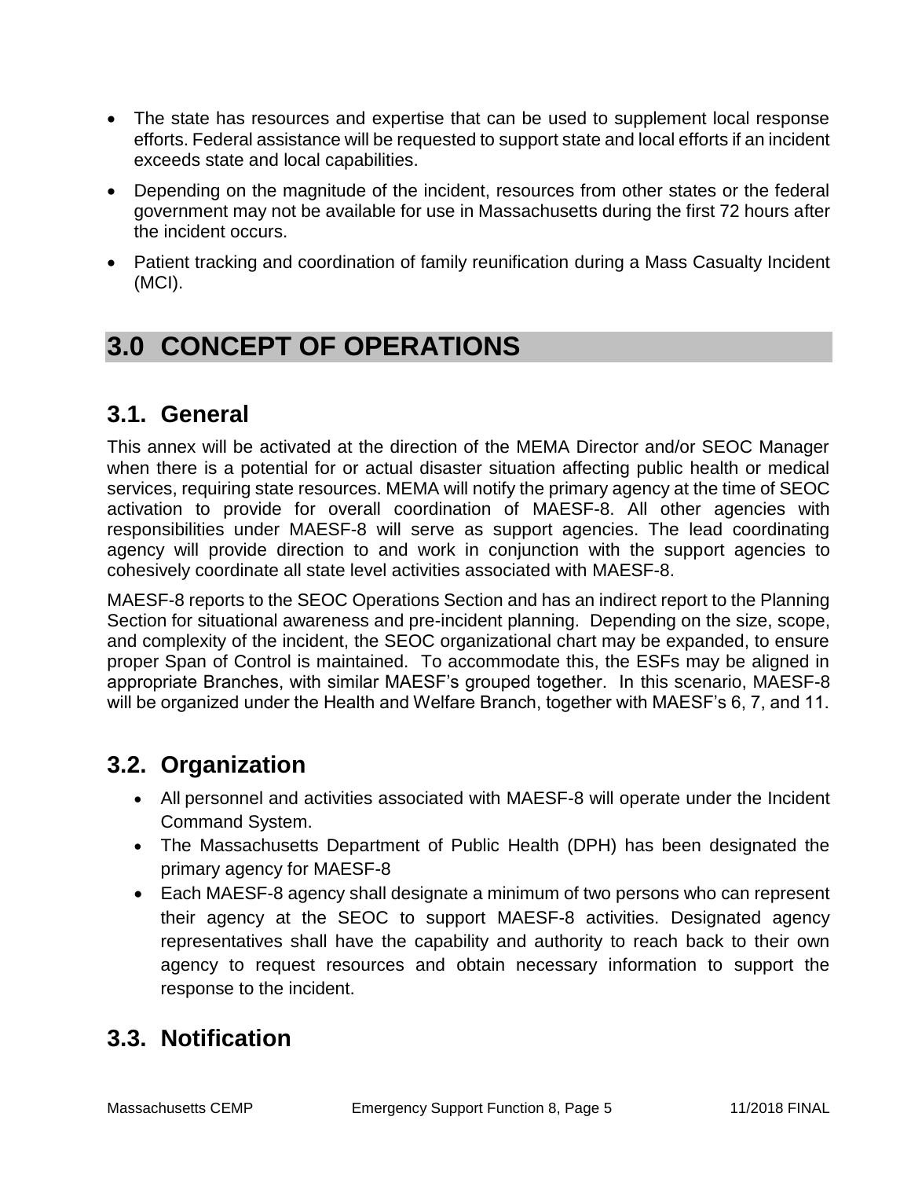- The state has resources and expertise that can be used to supplement local response efforts. Federal assistance will be requested to support state and local efforts if an incident exceeds state and local capabilities.
- Depending on the magnitude of the incident, resources from other states or the federal government may not be available for use in Massachusetts during the first 72 hours after the incident occurs.
- Patient tracking and coordination of family reunification during a Mass Casualty Incident (MCI).

# 3.0 CONCEPT OF OPERATIONS

## 3.1. General

This annex will be activated at the direction of the MEMA Director and/or SEOC Manager when there is a potential for or actual disaster situation affecting public health or medical services, requiring state resources. MEMA will notify the primary agency at the time of SEOC activation to provide for overall coordination of MAESF-8. All other agencies with responsibilities under MAESF-8 will serve as support agencies. The lead coordinating agency will provide direction to and work in conjunction with the support agencies to cohesively coordinate all state level activities associated with MAESF-8.

MAESF-8 reports to the SEOC Operations Section and has an indirect report to the Planning Section for situational awareness and pre-incident planning. Depending on the size, scope, and complexity of the incident, the SEOC organizational chart may be expanded, to ensure proper Span of Control is maintained. To accommodate this, the ESFs may be aligned in appropriate Branches, with similar MAESF's grouped together. In this scenario, MAESF-8 will be organized under the Health and Welfare Branch, together with MAESF's 6, 7, and 11.

## 3.2. Organization

- All personnel and activities associated with MAESF-8 will operate under the Incident Command System.
- The Massachusetts Department of Public Health (DPH) has been designated the primary agency for MAESF-8
- Each MAESF-8 agency shall designate a minimum of two persons who can represent their agency at the SEOC to support MAESF-8 activities. Designated agency representatives shall have the capability and authority to reach back to their own agency to request resources and obtain necessary information to support the response to the incident.

## 3.3. Notification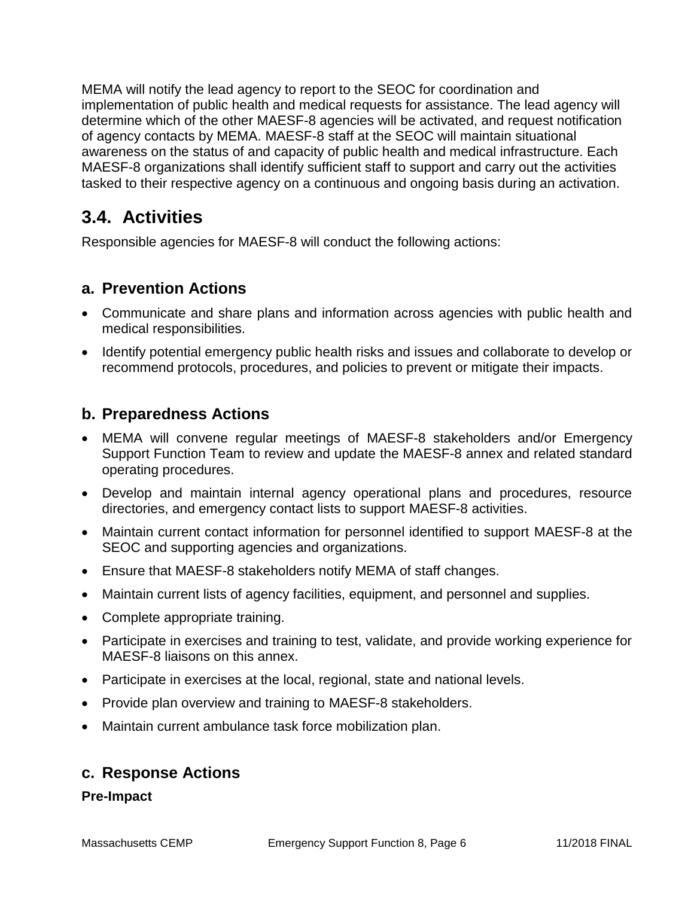MEMA will notify the lead agency to report to the SEOC for coordination and implementation of public health and medical requests for assistance. The lead agency will determine which of the other MAESF-8 agencies will be activated, and request notification of agency contacts by MEMA. MAESF-8 staff at the SEOC will maintain situational awareness on the status of and capacity of public health and medical infrastructure. Each MAESF-8 organizations shall identify sufficient staff to support and carry out the activities tasked to their respective agency on a continuous and ongoing basis during an activation.

## 3.4. Activities

Responsible agencies for MAESF-8 will conduct the following actions:

### a. Prevention Actions

- Communicate and share plans and information across agencies with public health and medical responsibilities.
- Identify potential emergency public health risks and issues and collaborate to develop or recommend protocols, procedures, and policies to prevent or mitigate their impacts.

### b. Preparedness Actions

- MEMA will convene regular meetings of MAESF-8 stakeholders and/or Emergency Support Function Team to review and update the MAESF-8 annex and related standard operating procedures.
- Develop and maintain internal agency operational plans and procedures, resource directories, and emergency contact lists to support MAESF-8 activities.
- Maintain current contact information for personnel identified to support MAESF-8 at the SEOC and supporting agencies and organizations.
- Ensure that MAESF-8 stakeholders notify MEMA of staff changes.
- Maintain current lists of agency facilities, equipment, and personnel and supplies.
- Complete appropriate training.
- Participate in exercises and training to test, validate, and provide working experience for MAESF-8 liaisons on this annex.
- Participate in exercises at the local, regional, state and national levels.
- Provide plan overview and training to MAESF-8 stakeholders.
- Maintain current ambulance task force mobilization plan.

### c. Response Actions

**Pre-Impact**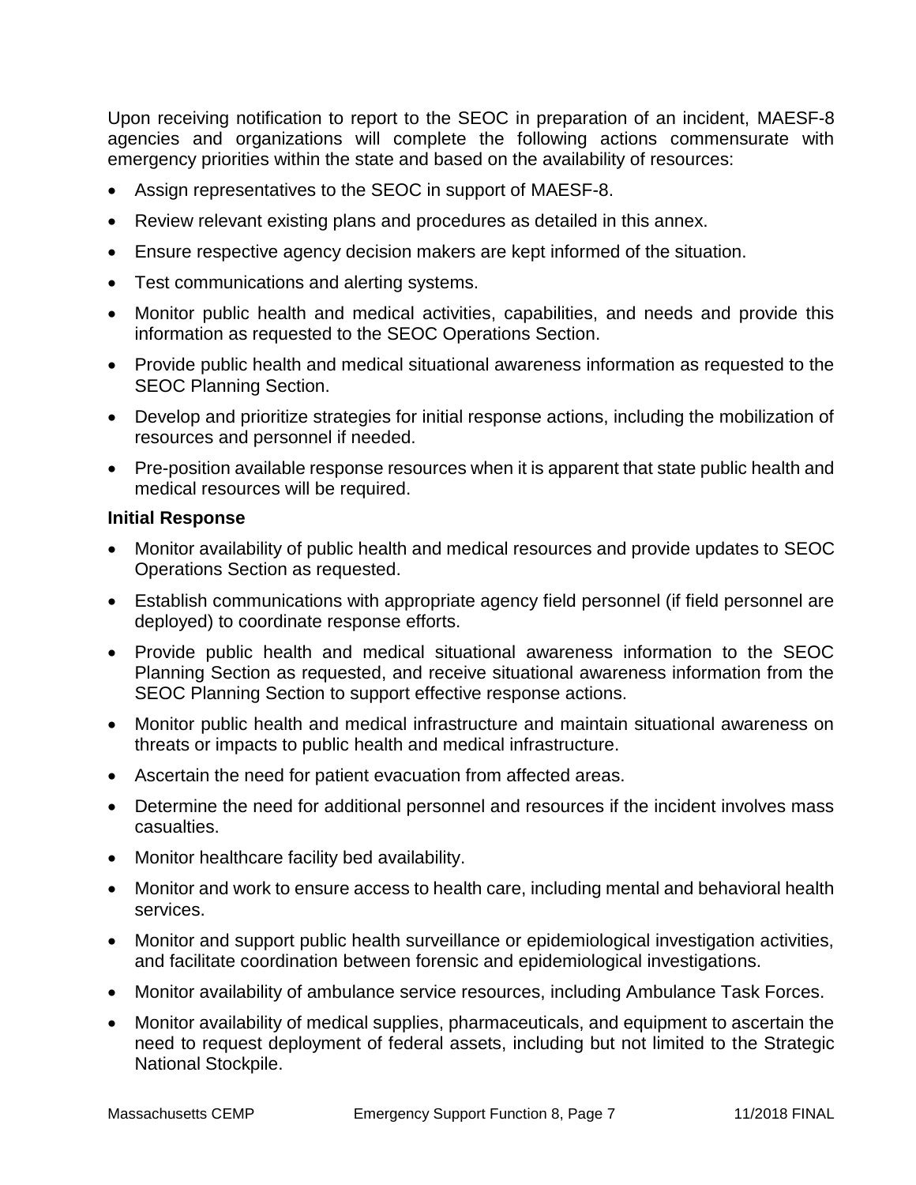Upon receiving notification to report to the SEOC in preparation of an incident, MAESF-8 agencies and organizations will complete the following actions commensurate with emergency priorities within the state and based on the availability of resources:

- Assign representatives to the SEOC in support of MAESF-8.
- Review relevant existing plans and procedures as detailed in this annex.
- Ensure respective agency decision makers are kept informed of the situation.
- Test communications and alerting systems.
- Monitor public health and medical activities, capabilities, and needs and provide this information as requested to the SEOC Operations Section.
- Provide public health and medical situational awareness information as requested to the SEOC Planning Section.
- Develop and prioritize strategies for initial response actions, including the mobilization of resources and personnel if needed.
- Pre-position available response resources when it is apparent that state public health and medical resources will be required.

**Initial Response**

- Monitor availability of public health and medical resources and provide updates to SEOC Operations Section as requested.
- Establish communications with appropriate agency field personnel (if field personnel are deployed) to coordinate response efforts.
- Provide public health and medical situational awareness information to the SEOC Planning Section as requested, and receive situational awareness information from the SEOC Planning Section to support effective response actions.
- Monitor public health and medical infrastructure and maintain situational awareness on threats or impacts to public health and medical infrastructure.
- Ascertain the need for patient evacuation from affected areas.
- Determine the need for additional personnel and resources if the incident involves mass casualties.
- Monitor healthcare facility bed availability.
- Monitor and work to ensure access to health care, including mental and behavioral health services.
- Monitor and support public health surveillance or epidemiological investigation activities, and facilitate coordination between forensic and epidemiological investigations.
- Monitor availability of ambulance service resources, including Ambulance Task Forces.
- Monitor availability of medical supplies, pharmaceuticals, and equipment to ascertain the need to request deployment of federal assets, including but not limited to the Strategic National Stockpile.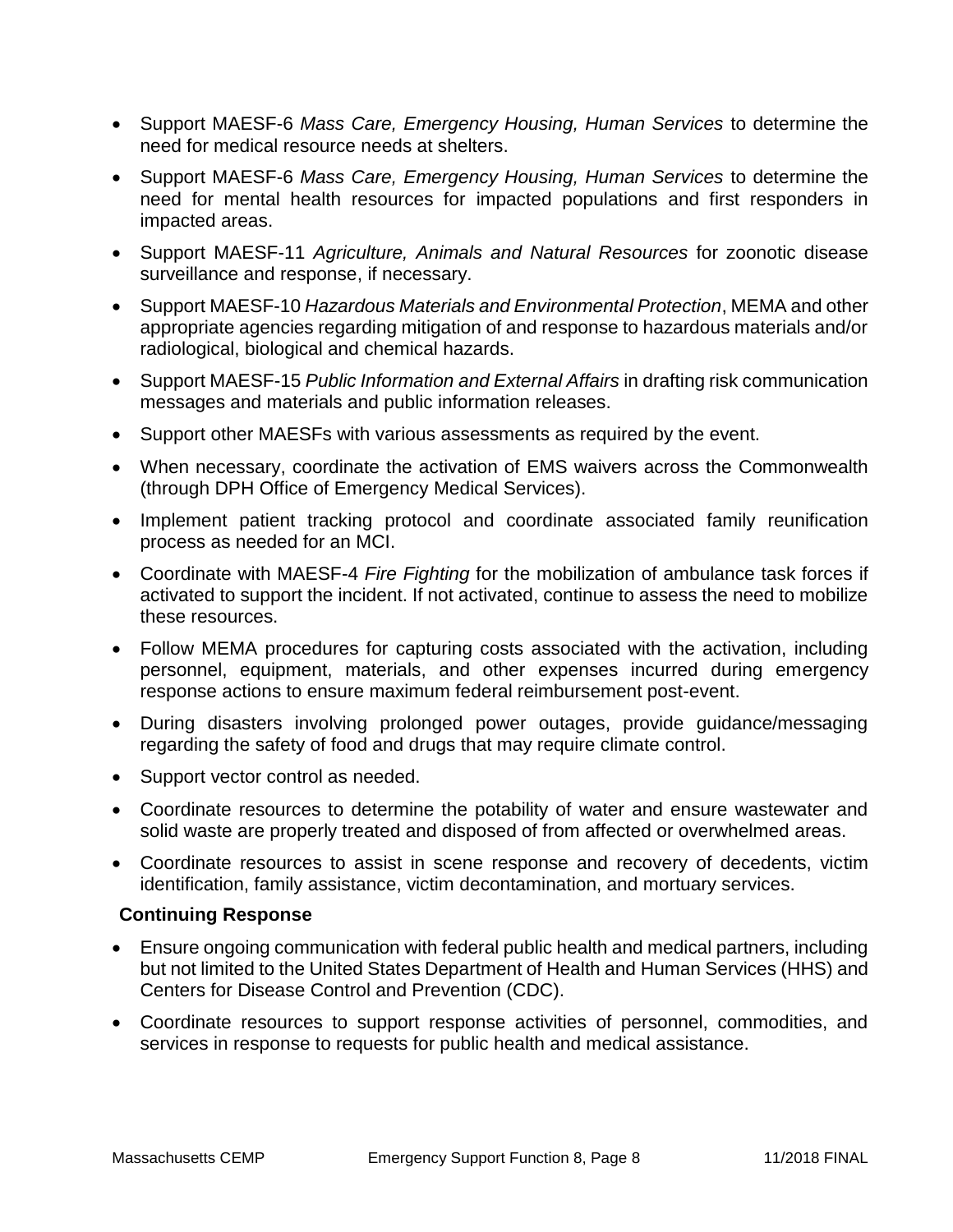- Support MAESF-6 *Mass Care, Emergency Housing, Human Services* to determine the need for medical resource needs at shelters.
- Support MAESF-6 *Mass Care, Emergency Housing, Human Services* to determine the need for mental health resources for impacted populations and first responders in impacted areas.
- Support MAESF-11 *Agriculture, Animals and Natural Resources* for zoonotic disease surveillance and response, if necessary.
- Support MAESF-10 *Hazardous Materials and Environmental Protection*, MEMA and other appropriate agencies regarding mitigation of and response to hazardous materials and/or radiological, biological and chemical hazards.
- Support MAESF-15 *Public Information and External Affairs* in drafting risk communication messages and materials and public information releases.
- Support other MAESFs with various assessments as required by the event.
- When necessary, coordinate the activation of EMS waivers across the Commonwealth (through DPH Office of Emergency Medical Services).
- Implement patient tracking protocol and coordinate associated family reunification process as needed for an MCI.
- Coordinate with MAESF-4 *Fire Fighting* for the mobilization of ambulance task forces if activated to support the incident. If not activated, continue to assess the need to mobilize these resources.
- Follow MEMA procedures for capturing costs associated with the activation, including personnel, equipment, materials, and other expenses incurred during emergency response actions to ensure maximum federal reimbursement post-event.
- During disasters involving prolonged power outages, provide guidance/messaging regarding the safety of food and drugs that may require climate control.
- Support vector control as needed.
- Coordinate resources to determine the potability of water and ensure wastewater and solid waste are properly treated and disposed of from affected or overwhelmed areas.
- Coordinate resources to assist in scene response and recovery of decedents, victim identification, family assistance, victim decontamination, and mortuary services.

**Continuing Response**

- Ensure ongoing communication with federal public health and medical partners, including but not limited to the United States Department of Health and Human Services (HHS) and Centers for Disease Control and Prevention (CDC).
- Coordinate resources to support response activities of personnel, commodities, and services in response to requests for public health and medical assistance.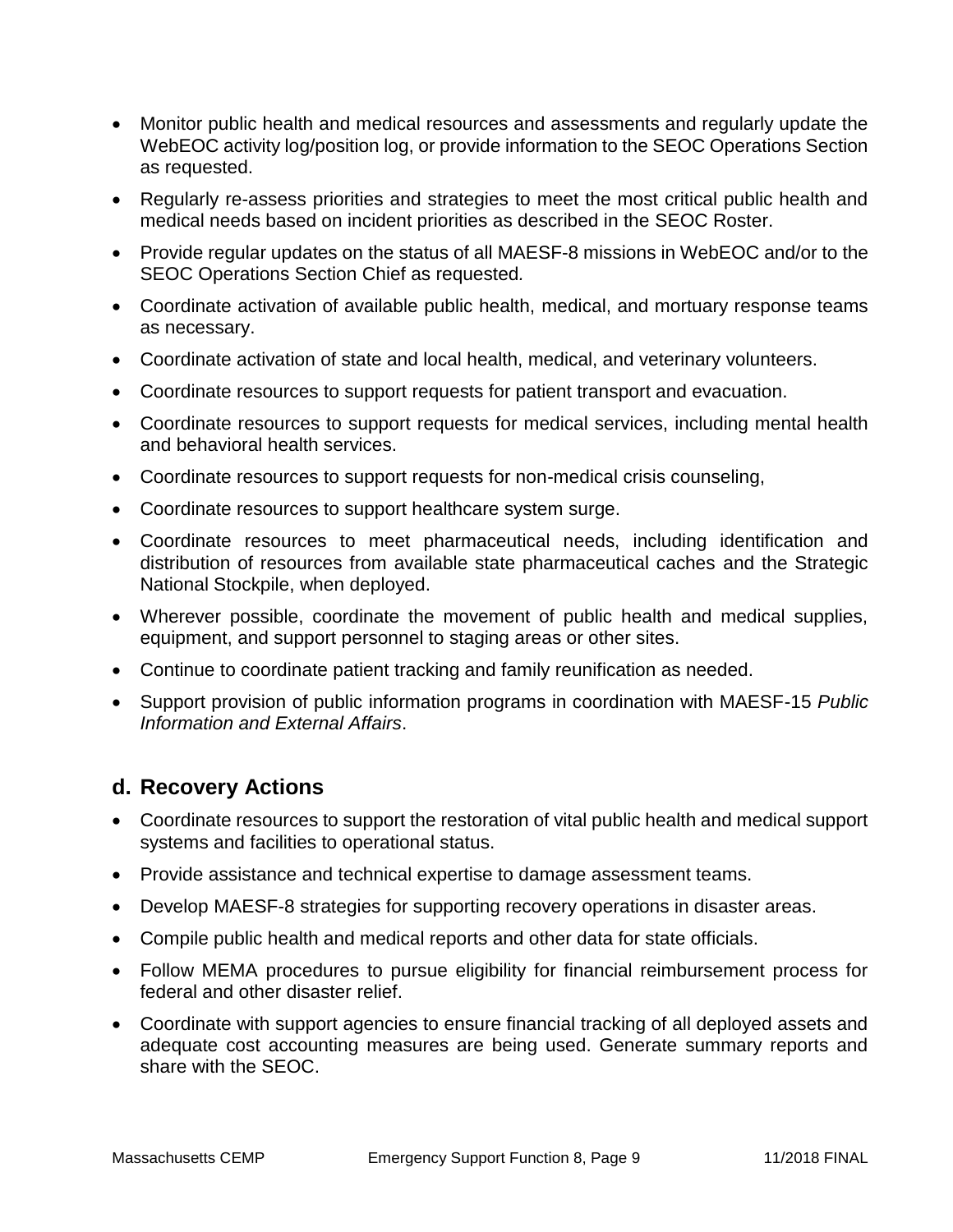- Monitor public health and medical resources and assessments and regularly update the WebEOC activity log/position log, or provide information to the SEOC Operations Section as requested.
- Regularly re-assess priorities and strategies to meet the most critical public health and medical needs based on incident priorities as described in the SEOC Roster.
- Provide regular updates on the status of all MAESF-8 missions in WebEOC and/or to the SEOC Operations Section Chief as requested.
- Coordinate activation of available public health, medical, and mortuary response teams as necessary.
- Coordinate activation of state and local health, medical, and veterinary volunteers.
- Coordinate resources to support requests for patient transport and evacuation.
- Coordinate resources to support requests for medical services, including mental health and behavioral health services.
- Coordinate resources to support requests for non-medical crisis counseling,
- Coordinate resources to support healthcare system surge.
- Coordinate resources to meet pharmaceutical needs, including identification and distribution of resources from available state pharmaceutical caches and the Strategic National Stockpile, when deployed.
- Wherever possible, coordinate the movement of public health and medical supplies, equipment, and support personnel to staging areas or other sites.
- Continue to coordinate patient tracking and family reunification as needed.
- Support provision of public information programs in coordination with MAESF-15 *Public Information and External Affairs*.

## d. Recovery Actions

- Coordinate resources to support the restoration of vital public health and medical support systems and facilities to operational status.
- Provide assistance and technical expertise to damage assessment teams.
- Develop MAESF-8 strategies for supporting recovery operations in disaster areas.
- Compile public health and medical reports and other data for state officials.
- Follow MEMA procedures to pursue eligibility for financial reimbursement process for federal and other disaster relief.
- Coordinate with support agencies to ensure financial tracking of all deployed assets and adequate cost accounting measures are being used. Generate summary reports and share with the SEOC.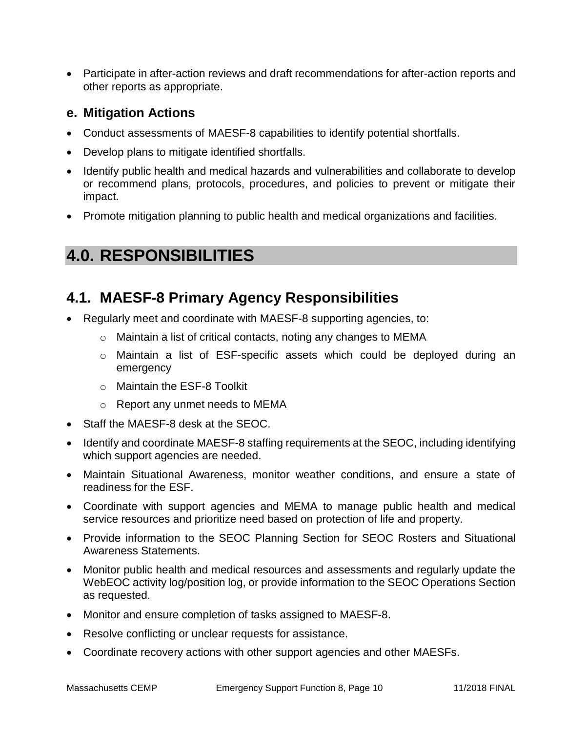- Participate in after-action reviews and draft recommendations for after-action reports and other reports as appropriate.

### e. Mitigation Actions

- Conduct assessments of MAESF-8 capabilities to identify potential shortfalls.
- Develop plans to mitigate identified shortfalls.
- Identify public health and medical hazards and vulnerabilities and collaborate to develop or recommend plans, protocols, procedures, and policies to prevent or mitigate their impact.
- Promote mitigation planning to public health and medical organizations and facilities.

# 4.0. RESPONSIBILITIES

## 4.1. MAESF-8 Primary Agency Responsibilities

- Regularly meet and coordinate with MAESF-8 supporting agencies, to:
  - Maintain a list of critical contacts, noting any changes to MEMA
  - Maintain a list of ESF-specific assets which could be deployed during an emergency
  - Maintain the ESF-8 Toolkit
  - Report any unmet needs to MEMA
- Staff the MAESF-8 desk at the SEOC.
- Identify and coordinate MAESF-8 staffing requirements at the SEOC, including identifying which support agencies are needed.
- Maintain Situational Awareness, monitor weather conditions, and ensure a state of readiness for the ESF.
- Coordinate with support agencies and MEMA to manage public health and medical service resources and prioritize need based on protection of life and property.
- Provide information to the SEOC Planning Section for SEOC Rosters and Situational Awareness Statements.
- Monitor public health and medical resources and assessments and regularly update the WebEOC activity log/position log, or provide information to the SEOC Operations Section as requested.
- Monitor and ensure completion of tasks assigned to MAESF-8.
- Resolve conflicting or unclear requests for assistance.
- Coordinate recovery actions with other support agencies and other MAESFs.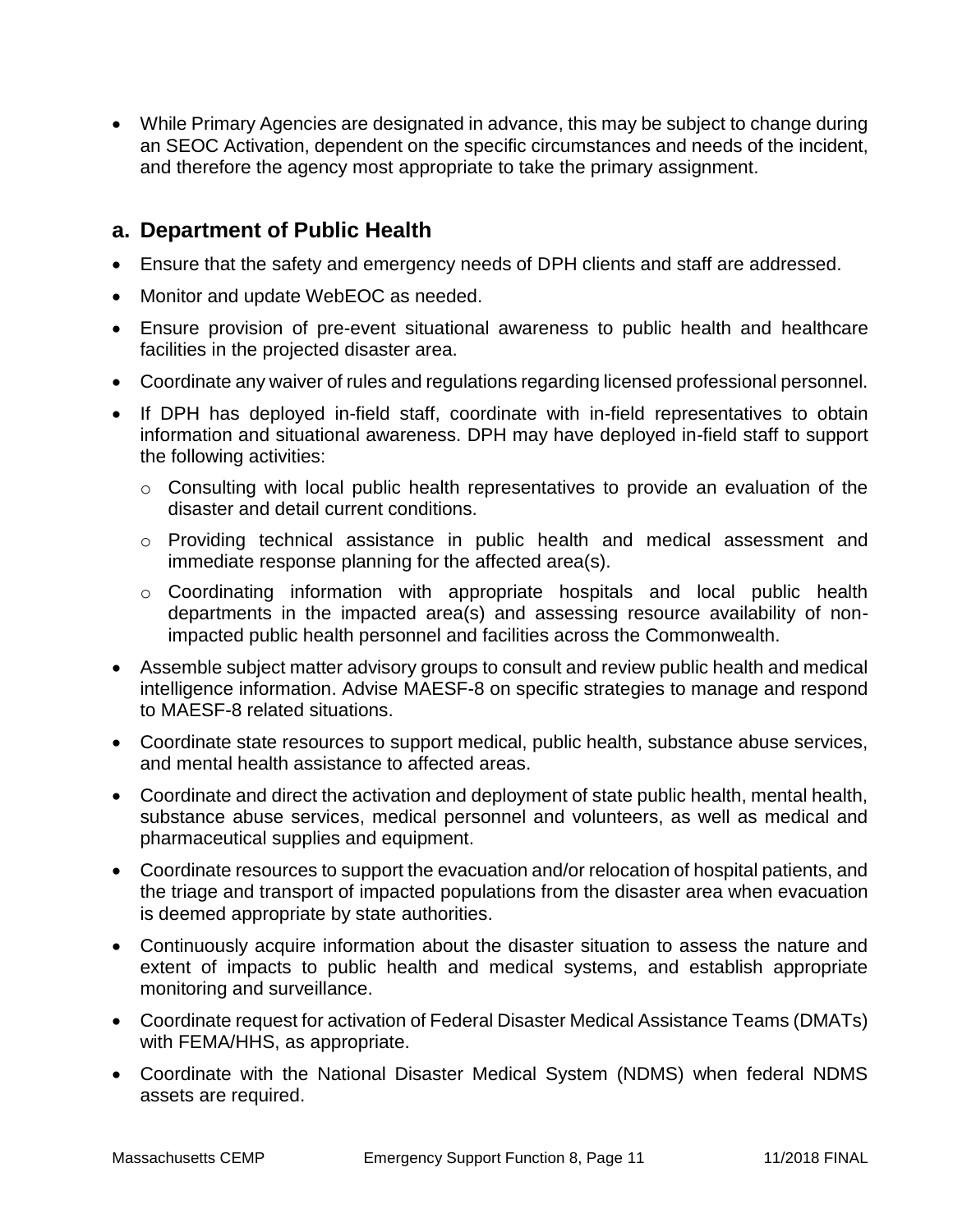- While Primary Agencies are designated in advance, this may be subject to change during an SEOC Activation, dependent on the specific circumstances and needs of the incident, and therefore the agency most appropriate to take the primary assignment.

## a. Department of Public Health

- Ensure that the safety and emergency needs of DPH clients and staff are addressed.
- Monitor and update WebEOC as needed.
- Ensure provision of pre-event situational awareness to public health and healthcare facilities in the projected disaster area.
- Coordinate any waiver of rules and regulations regarding licensed professional personnel.
- If DPH has deployed in-field staff, coordinate with in-field representatives to obtain information and situational awareness. DPH may have deployed in-field staff to support the following activities:
  - Consulting with local public health representatives to provide an evaluation of the disaster and detail current conditions.
  - Providing technical assistance in public health and medical assessment and immediate response planning for the affected area(s).
  - Coordinating information with appropriate hospitals and local public health departments in the impacted area(s) and assessing resource availability of non-impacted public health personnel and facilities across the Commonwealth.
- Assemble subject matter advisory groups to consult and review public health and medical intelligence information. Advise MAESF-8 on specific strategies to manage and respond to MAESF-8 related situations.
- Coordinate state resources to support medical, public health, substance abuse services, and mental health assistance to affected areas.
- Coordinate and direct the activation and deployment of state public health, mental health, substance abuse services, medical personnel and volunteers, as well as medical and pharmaceutical supplies and equipment.
- Coordinate resources to support the evacuation and/or relocation of hospital patients, and the triage and transport of impacted populations from the disaster area when evacuation is deemed appropriate by state authorities.
- Continuously acquire information about the disaster situation to assess the nature and extent of impacts to public health and medical systems, and establish appropriate monitoring and surveillance.
- Coordinate request for activation of Federal Disaster Medical Assistance Teams (DMATs) with FEMA/HHS, as appropriate.
- Coordinate with the National Disaster Medical System (NDMS) when federal NDMS assets are required.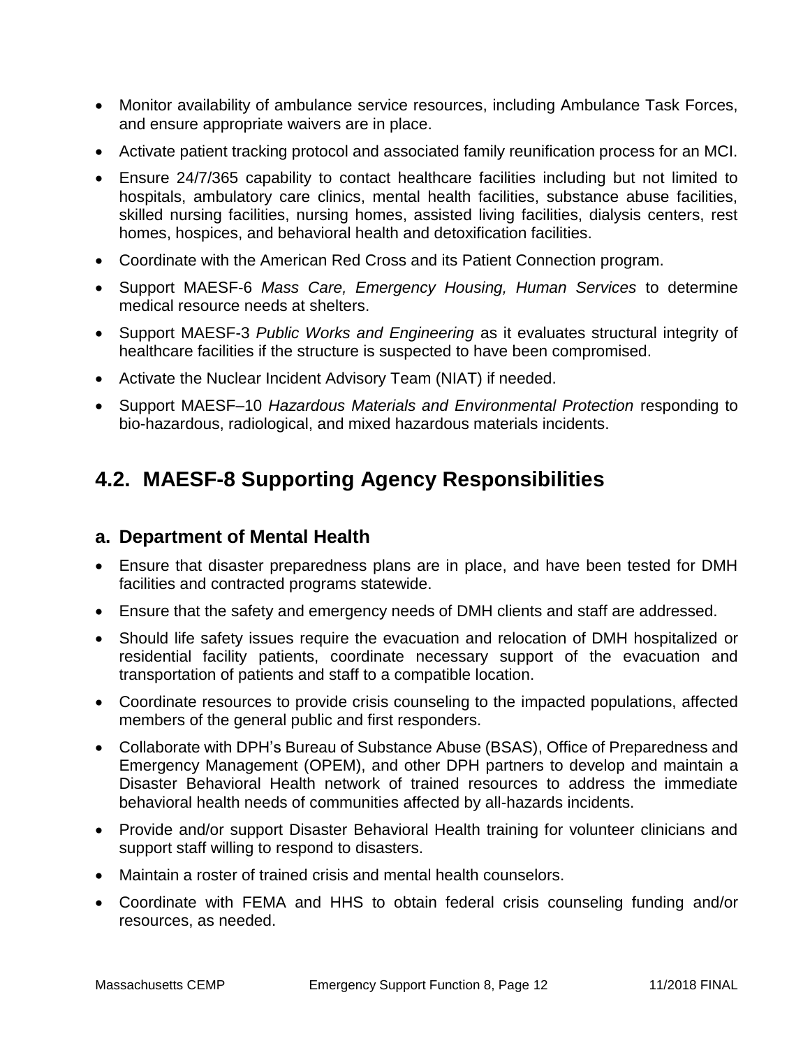- Monitor availability of ambulance service resources, including Ambulance Task Forces, and ensure appropriate waivers are in place.
- Activate patient tracking protocol and associated family reunification process for an MCI.
- Ensure 24/7/365 capability to contact healthcare facilities including but not limited to hospitals, ambulatory care clinics, mental health facilities, substance abuse facilities, skilled nursing facilities, nursing homes, assisted living facilities, dialysis centers, rest homes, hospices, and behavioral health and detoxification facilities.
- Coordinate with the American Red Cross and its Patient Connection program.
- Support MAESF-6 *Mass Care, Emergency Housing, Human Services* to determine medical resource needs at shelters.
- Support MAESF-3 *Public Works and Engineering* as it evaluates structural integrity of healthcare facilities if the structure is suspected to have been compromised.
- Activate the Nuclear Incident Advisory Team (NIAT) if needed.
- Support MAESF–10 *Hazardous Materials and Environmental Protection* responding to bio-hazardous, radiological, and mixed hazardous materials incidents.

## 4.2. MAESF-8 Supporting Agency Responsibilities

### a. Department of Mental Health

- Ensure that disaster preparedness plans are in place, and have been tested for DMH facilities and contracted programs statewide.
- Ensure that the safety and emergency needs of DMH clients and staff are addressed.
- Should life safety issues require the evacuation and relocation of DMH hospitalized or residential facility patients, coordinate necessary support of the evacuation and transportation of patients and staff to a compatible location.
- Coordinate resources to provide crisis counseling to the impacted populations, affected members of the general public and first responders.
- Collaborate with DPH's Bureau of Substance Abuse (BSAS), Office of Preparedness and Emergency Management (OPEM), and other DPH partners to develop and maintain a Disaster Behavioral Health network of trained resources to address the immediate behavioral health needs of communities affected by all-hazards incidents.
- Provide and/or support Disaster Behavioral Health training for volunteer clinicians and support staff willing to respond to disasters.
- Maintain a roster of trained crisis and mental health counselors.
- Coordinate with FEMA and HHS to obtain federal crisis counseling funding and/or resources, as needed.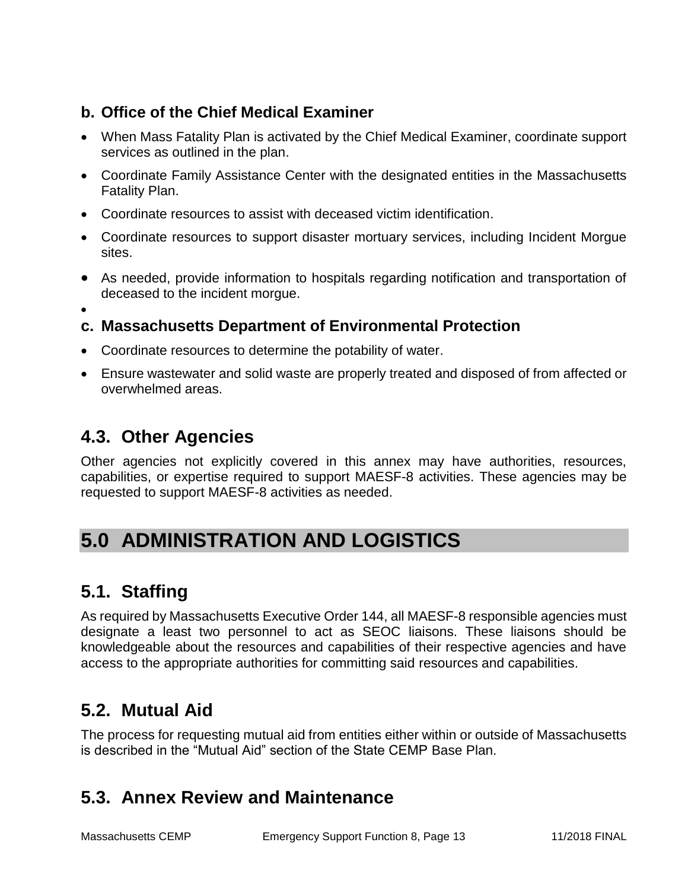### b. Office of the Chief Medical Examiner

- When Mass Fatality Plan is activated by the Chief Medical Examiner, coordinate support services as outlined in the plan.
- Coordinate Family Assistance Center with the designated entities in the Massachusetts Fatality Plan.
- Coordinate resources to assist with deceased victim identification.
- Coordinate resources to support disaster mortuary services, including Incident Morgue sites.
- As needed, provide information to hospitals regarding notification and transportation of deceased to the incident morgue.

### c. Massachusetts Department of Environmental Protection

- Coordinate resources to determine the potability of water.
- Ensure wastewater and solid waste are properly treated and disposed of from affected or overwhelmed areas.

## 4.3. Other Agencies

Other agencies not explicitly covered in this annex may have authorities, resources, capabilities, or expertise required to support MAESF-8 activities. These agencies may be requested to support MAESF-8 activities as needed.

# 5.0 ADMINISTRATION AND LOGISTICS

## 5.1. Staffing

As required by Massachusetts Executive Order 144, all MAESF-8 responsible agencies must designate a least two personnel to act as SEOC liaisons. These liaisons should be knowledgeable about the resources and capabilities of their respective agencies and have access to the appropriate authorities for committing said resources and capabilities.

## 5.2. Mutual Aid

The process for requesting mutual aid from entities either within or outside of Massachusetts is described in the "Mutual Aid" section of the State CEMP Base Plan.

## 5.3. Annex Review and Maintenance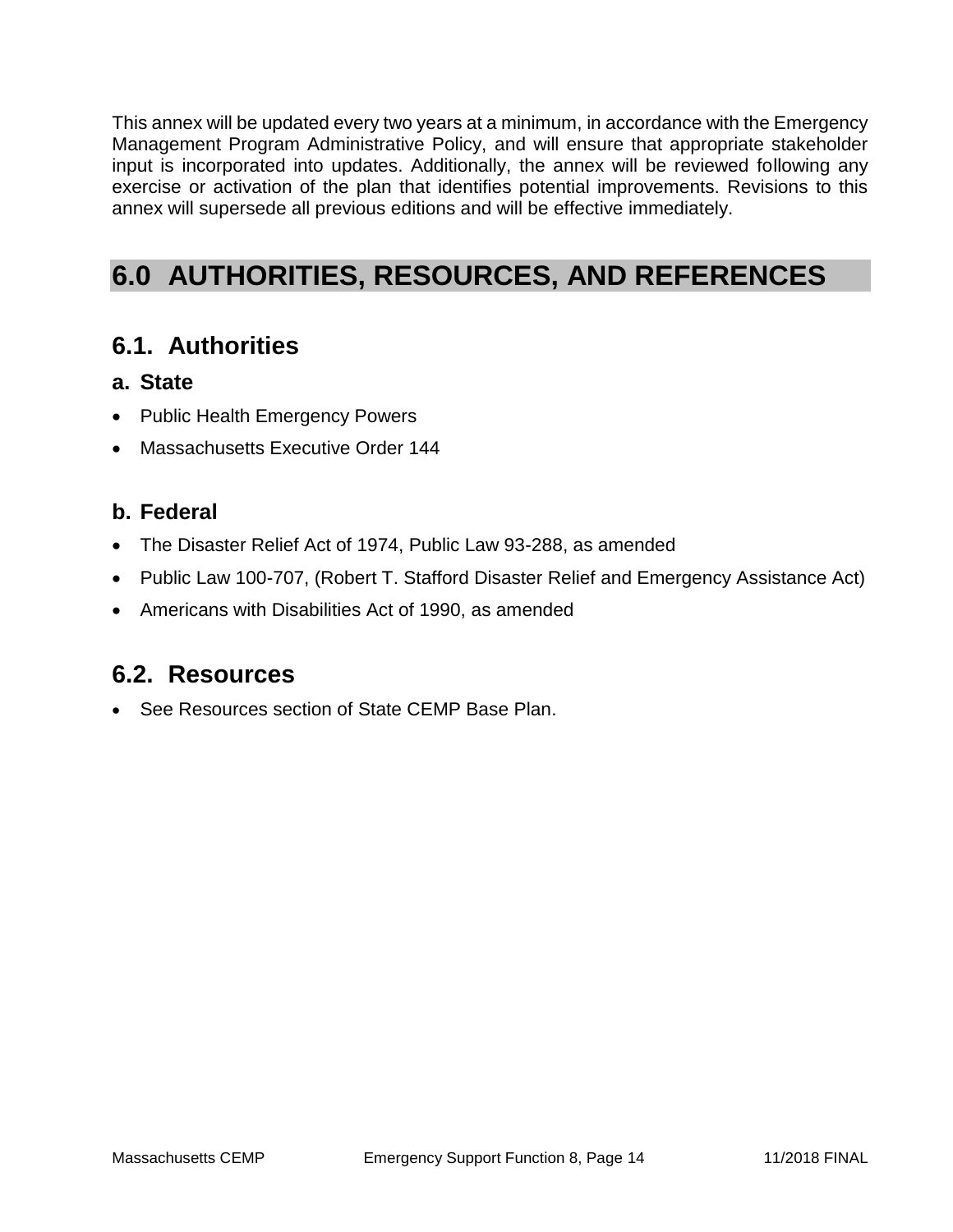This annex will be updated every two years at a minimum, in accordance with the Emergency Management Program Administrative Policy, and will ensure that appropriate stakeholder input is incorporated into updates. Additionally, the annex will be reviewed following any exercise or activation of the plan that identifies potential improvements. Revisions to this annex will supersede all previous editions and will be effective immediately.

# 6.0 AUTHORITIES, RESOURCES, AND REFERENCES

## 6.1. Authorities

### a. State

- Public Health Emergency Powers
- Massachusetts Executive Order 144

### b. Federal

- The Disaster Relief Act of 1974, Public Law 93-288, as amended
- Public Law 100-707, (Robert T. Stafford Disaster Relief and Emergency Assistance Act)
- Americans with Disabilities Act of 1990, as amended

## 6.2. Resources

- See Resources section of State CEMP Base Plan.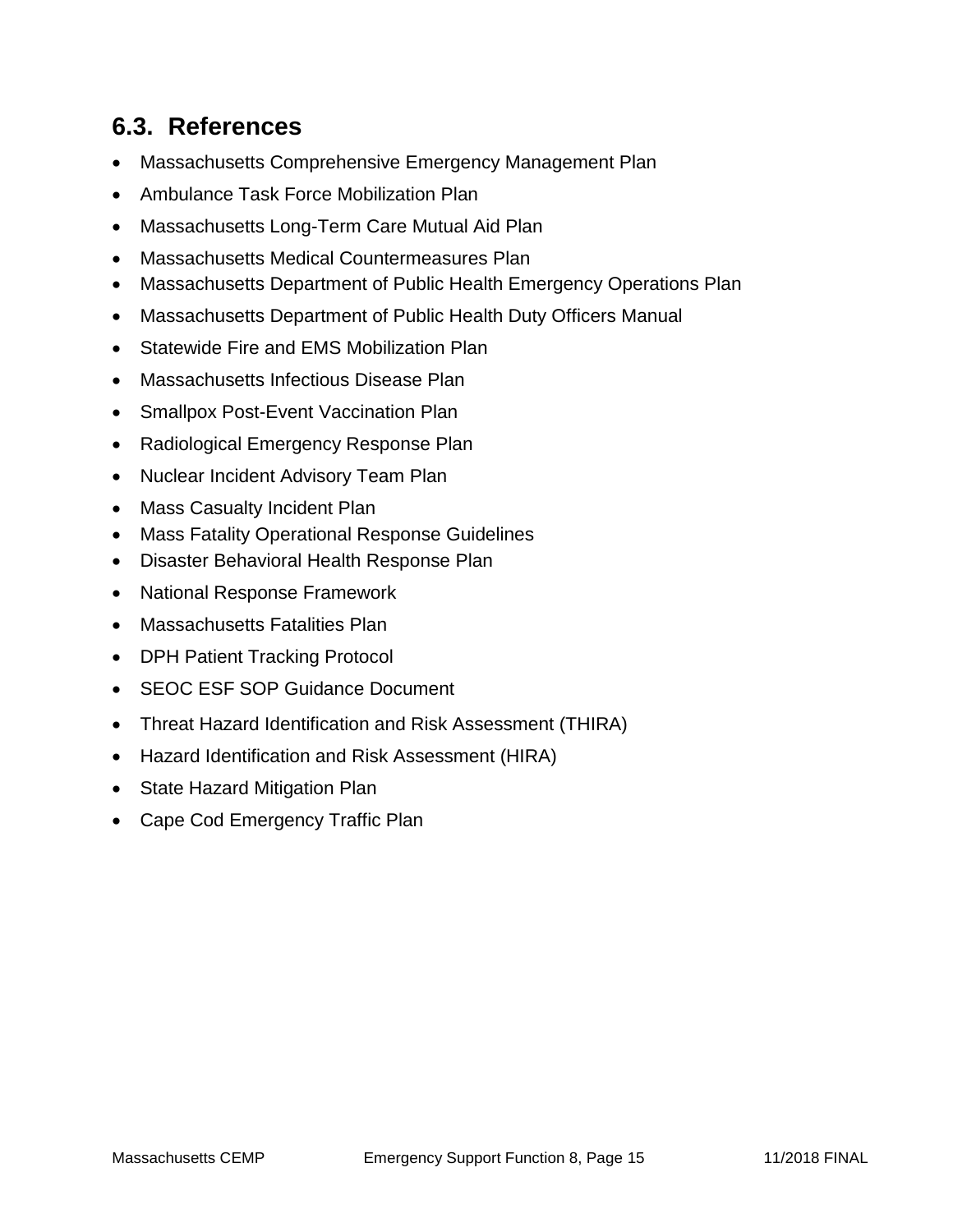## 6.3. References

- Massachusetts Comprehensive Emergency Management Plan
- Ambulance Task Force Mobilization Plan
- Massachusetts Long-Term Care Mutual Aid Plan
- Massachusetts Medical Countermeasures Plan
- Massachusetts Department of Public Health Emergency Operations Plan
- Massachusetts Department of Public Health Duty Officers Manual
- Statewide Fire and EMS Mobilization Plan
- Massachusetts Infectious Disease Plan
- Smallpox Post-Event Vaccination Plan
- Radiological Emergency Response Plan
- Nuclear Incident Advisory Team Plan
- Mass Casualty Incident Plan
- Mass Fatality Operational Response Guidelines
- Disaster Behavioral Health Response Plan
- National Response Framework
- Massachusetts Fatalities Plan
- DPH Patient Tracking Protocol
- SEOC ESF SOP Guidance Document
- Threat Hazard Identification and Risk Assessment (THIRA)
- Hazard Identification and Risk Assessment (HIRA)
- State Hazard Mitigation Plan
- Cape Cod Emergency Traffic Plan